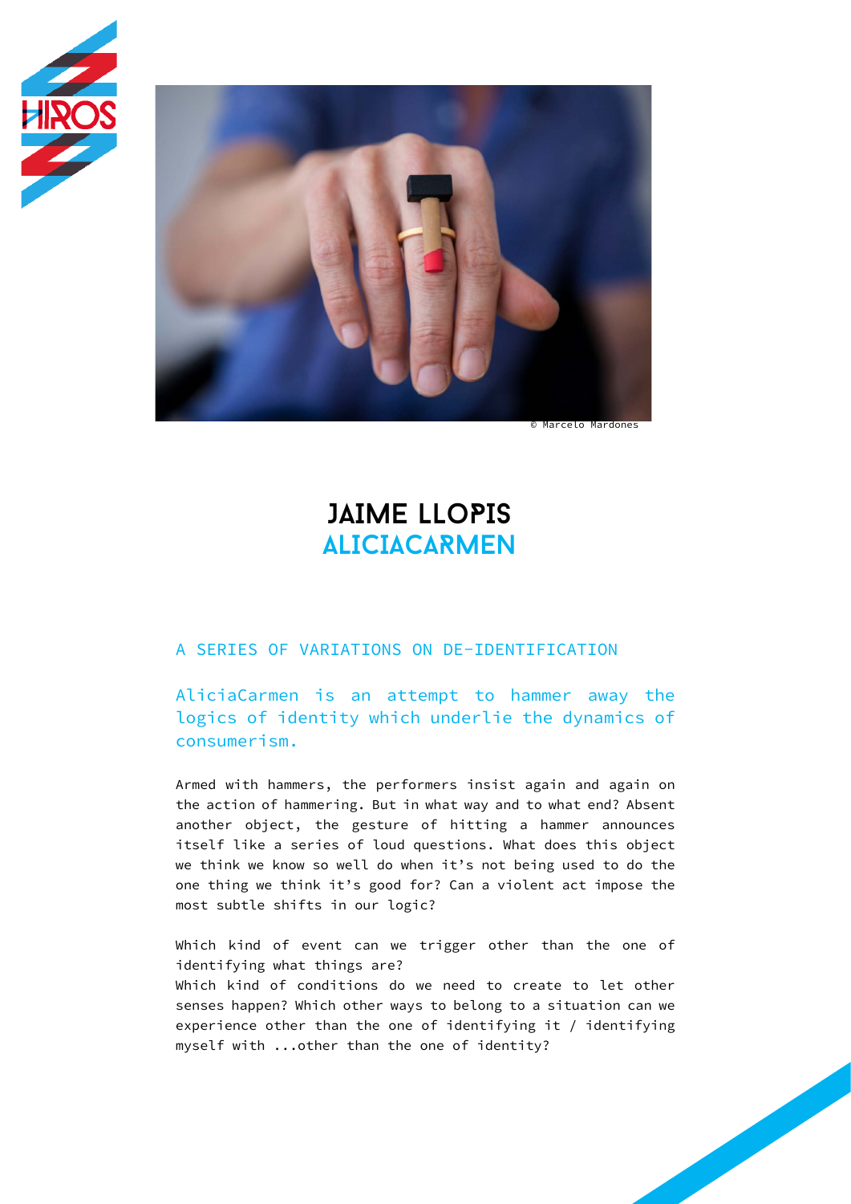© Marcelo Mardones

# JAIME LLOPIS
## ALICIACARMEN

A SERIES OF VARIATIONS ON DE-IDENTIFICATION

AliciaCarmen is an attempt to hammer away the logics of identity which underlie the dynamics of consumerism.

Armed with hammers, the performers insist again and again on the action of hammering. But in what way and to what end? Absent another object, the gesture of hitting a hammer announces itself like a series of loud questions. What does this object we think we know so well do when it's not being used to do the one thing we think it's good for? Can a violent act impose the most subtle shifts in our logic?

Which kind of event can we trigger other than the one of identifying what things are?
Which kind of conditions do we need to create to let other senses happen? Which other ways to belong to a situation can we experience other than the one of identifying it / identifying myself with ...other than the one of identity?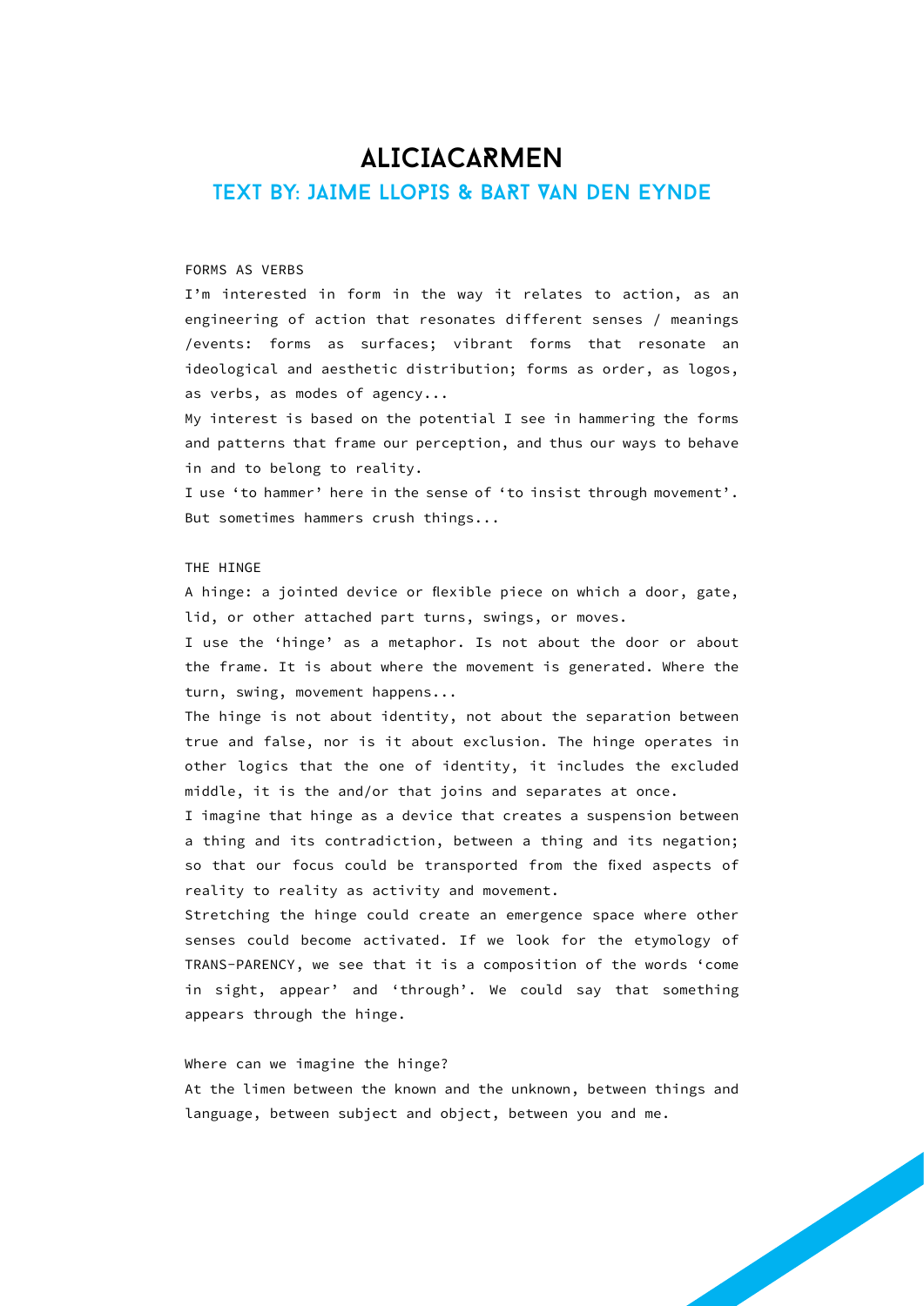# ALICIACARMEN

## TEXT BY: JAIME LLOPIS & BART VAN DEN EYNDE

### FORMS AS VERBS

I'm interested in form in the way it relates to action, as an engineering of action that resonates different senses / meanings /events: forms as surfaces; vibrant forms that resonate an ideological and aesthetic distribution; forms as order, as logos, as verbs, as modes of agency...

My interest is based on the potential I see in hammering the forms and patterns that frame our perception, and thus our ways to behave in and to belong to reality.

I use 'to hammer' here in the sense of 'to insist through movement'. But sometimes hammers crush things...

### THE HINGE

A hinge: a jointed device or flexible piece on which a door, gate, lid, or other attached part turns, swings, or moves.

I use the 'hinge' as a metaphor. Is not about the door or about the frame. It is about where the movement is generated. Where the turn, swing, movement happens...

The hinge is not about identity, not about the separation between true and false, nor is it about exclusion. The hinge operates in other logics that the one of identity, it includes the excluded middle, it is the and/or that joins and separates at once.

I imagine that hinge as a device that creates a suspension between a thing and its contradiction, between a thing and its negation; so that our focus could be transported from the fixed aspects of reality to reality as activity and movement.

Stretching the hinge could create an emergence space where other senses could become activated. If we look for the etymology of TRANS-PARENCY, we see that it is a composition of the words 'come in sight, appear' and 'through'. We could say that something appears through the hinge.

Where can we imagine the hinge?

At the limen between the known and the unknown, between things and language, between subject and object, between you and me.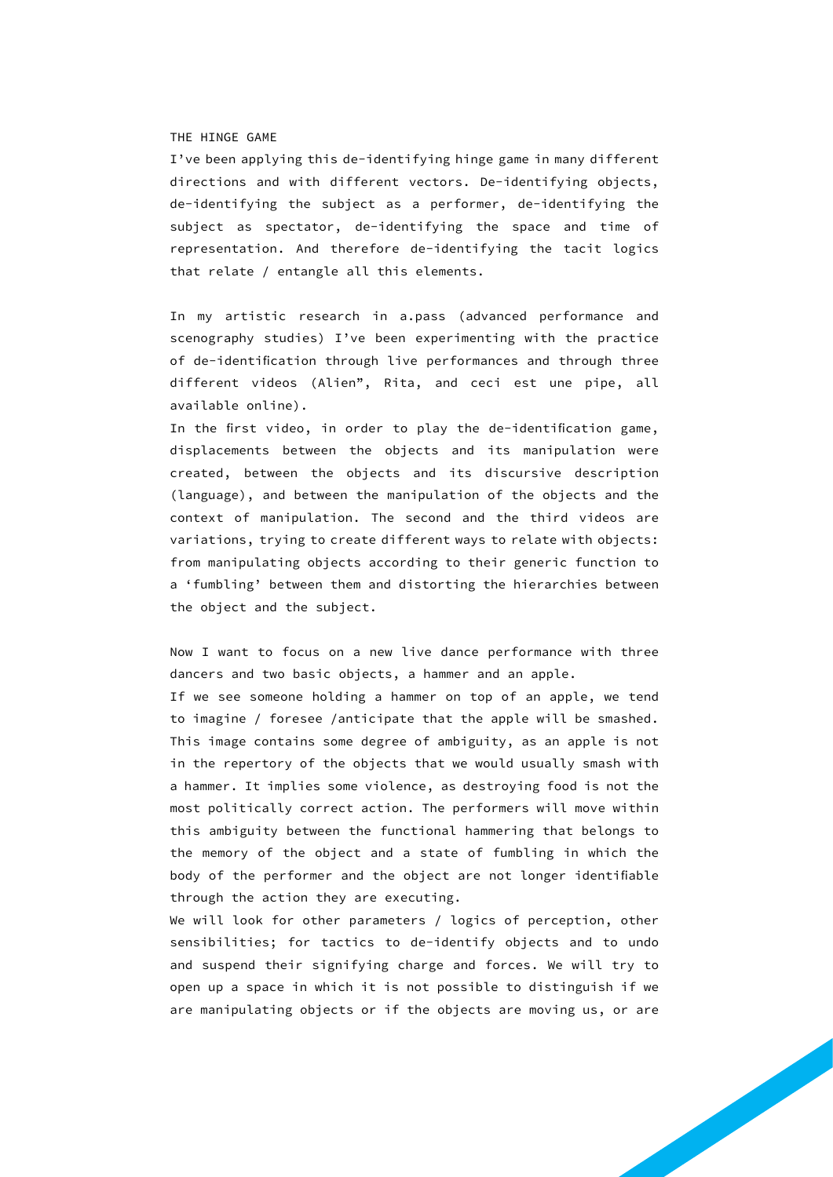THE HINGE GAME

I've been applying this de-identifying hinge game in many different directions and with different vectors. De-identifying objects, de-identifying the subject as a performer, de-identifying the subject as spectator, de-identifying the space and time of representation. And therefore de-identifying the tacit logics that relate / entangle all this elements.

In my artistic research in a.pass (advanced performance and scenography studies) I've been experimenting with the practice of de-identification through live performances and through three different videos (Alien", Rita, and ceci est une pipe, all available online).

In the first video, in order to play the de-identification game, displacements between the objects and its manipulation were created, between the objects and its discursive description (language), and between the manipulation of the objects and the context of manipulation. The second and the third videos are variations, trying to create different ways to relate with objects: from manipulating objects according to their generic function to a 'fumbling' between them and distorting the hierarchies between the object and the subject.

Now I want to focus on a new live dance performance with three dancers and two basic objects, a hammer and an apple.

If we see someone holding a hammer on top of an apple, we tend to imagine / foresee /anticipate that the apple will be smashed. This image contains some degree of ambiguity, as an apple is not in the repertory of the objects that we would usually smash with a hammer. It implies some violence, as destroying food is not the most politically correct action. The performers will move within this ambiguity between the functional hammering that belongs to the memory of the object and a state of fumbling in which the body of the performer and the object are not longer identifiable through the action they are executing.

We will look for other parameters / logics of perception, other sensibilities; for tactics to de-identify objects and to undo and suspend their signifying charge and forces. We will try to open up a space in which it is not possible to distinguish if we are manipulating objects or if the objects are moving us, or are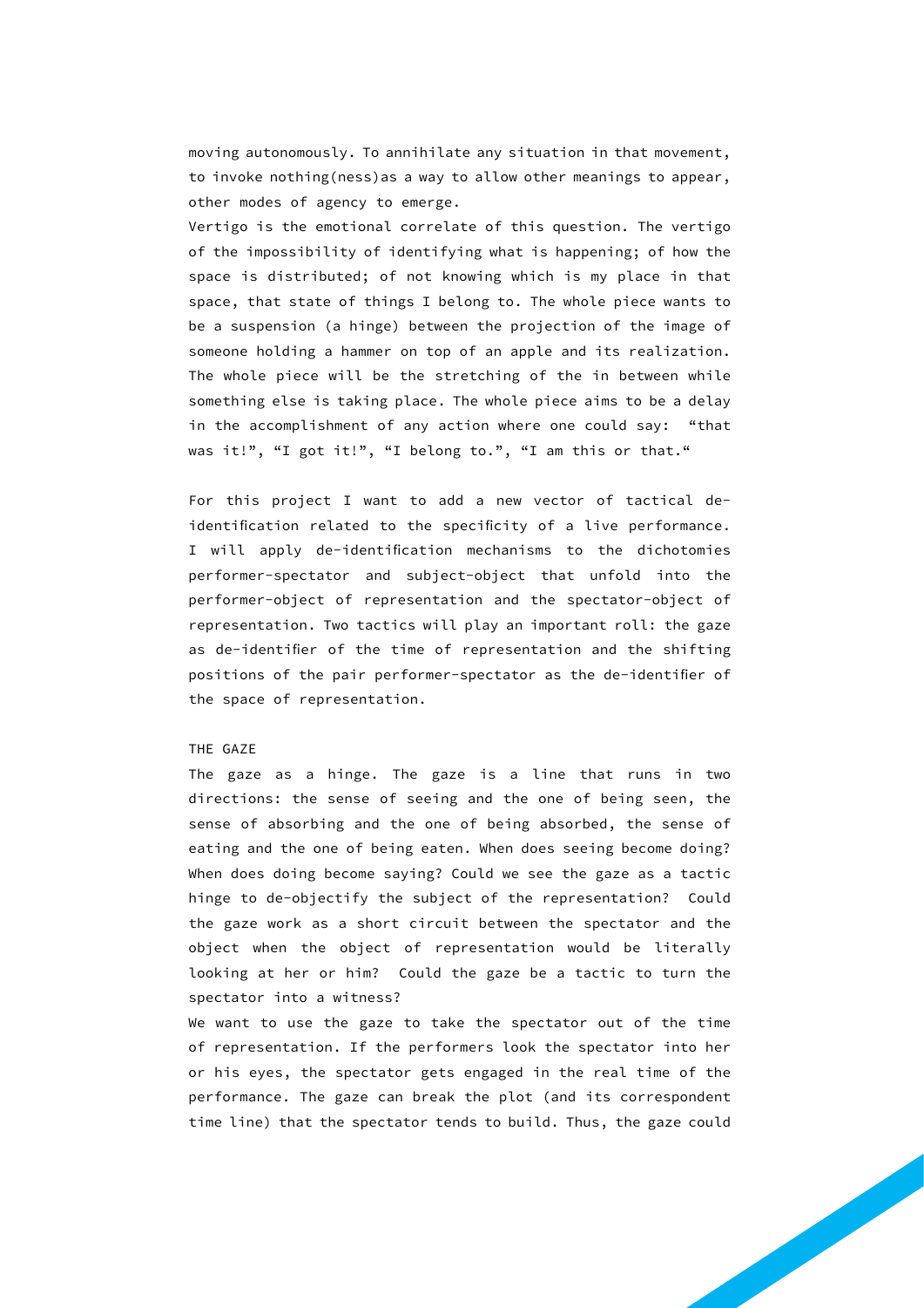moving autonomously. To annihilate any situation in that movement, to invoke nothing(ness)as a way to allow other meanings to appear, other modes of agency to emerge.
Vertigo is the emotional correlate of this question. The vertigo of the impossibility of identifying what is happening; of how the space is distributed; of not knowing which is my place in that space, that state of things I belong to. The whole piece wants to be a suspension (a hinge) between the projection of the image of someone holding a hammer on top of an apple and its realization. The whole piece will be the stretching of the in between while something else is taking place. The whole piece aims to be a delay in the accomplishment of any action where one could say: "that was it!", "I got it!", "I belong to.", "I am this or that."

For this project I want to add a new vector of tactical de-identification related to the specificity of a live performance. I will apply de-identification mechanisms to the dichotomies performer-spectator and subject-object that unfold into the performer-object of representation and the spectator-object of representation. Two tactics will play an important roll: the gaze as de-identifier of the time of representation and the shifting positions of the pair performer-spectator as the de-identifier of the space of representation.

THE GAZE

The gaze as a hinge. The gaze is a line that runs in two directions: the sense of seeing and the one of being seen, the sense of absorbing and the one of being absorbed, the sense of eating and the one of being eaten. When does seeing become doing? When does doing become saying? Could we see the gaze as a tactic hinge to de-objectify the subject of the representation? Could the gaze work as a short circuit between the spectator and the object when the object of representation would be literally looking at her or him? Could the gaze be a tactic to turn the spectator into a witness?
We want to use the gaze to take the spectator out of the time of representation. If the performers look the spectator into her or his eyes, the spectator gets engaged in the real time of the performance. The gaze can break the plot (and its correspondent time line) that the spectator tends to build. Thus, the gaze could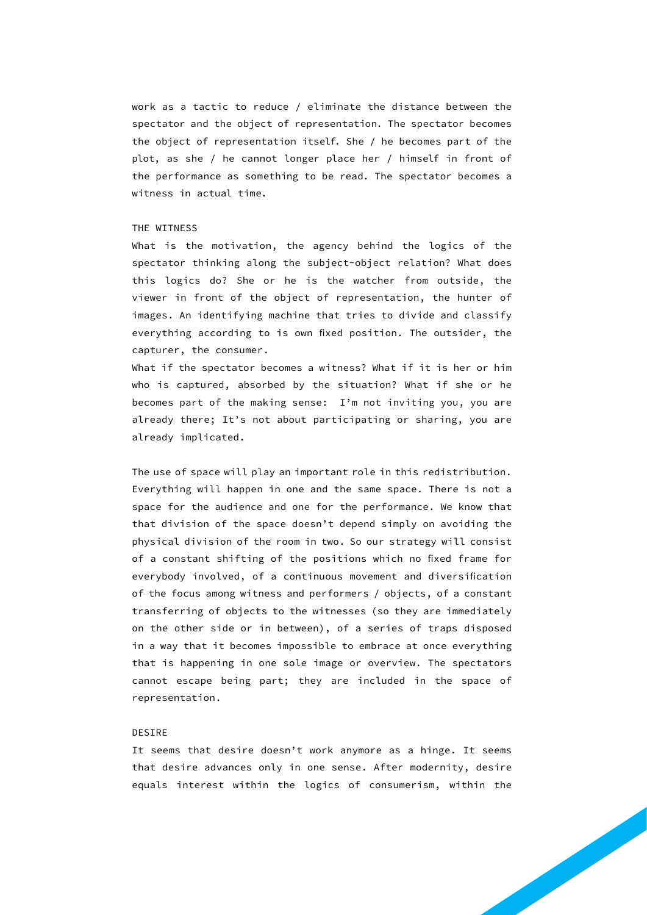work as a tactic to reduce / eliminate the distance between the spectator and the object of representation. The spectator becomes the object of representation itself. She / he becomes part of the plot, as she / he cannot longer place her / himself in front of the performance as something to be read. The spectator becomes a witness in actual time.

## THE WITNESS

What is the motivation, the agency behind the logics of the spectator thinking along the subject-object relation? What does this logics do? She or he is the watcher from outside, the viewer in front of the object of representation, the hunter of images. An identifying machine that tries to divide and classify everything according to is own fixed position. The outsider, the capturer, the consumer.

What if the spectator becomes a witness? What if it is her or him who is captured, absorbed by the situation? What if she or he becomes part of the making sense: I'm not inviting you, you are already there; It's not about participating or sharing, you are already implicated.

The use of space will play an important role in this redistribution. Everything will happen in one and the same space. There is not a space for the audience and one for the performance. We know that that division of the space doesn't depend simply on avoiding the physical division of the room in two. So our strategy will consist of a constant shifting of the positions which no fixed frame for everybody involved, of a continuous movement and diversification of the focus among witness and performers / objects, of a constant transferring of objects to the witnesses (so they are immediately on the other side or in between), of a series of traps disposed in a way that it becomes impossible to embrace at once everything that is happening in one sole image or overview. The spectators cannot escape being part; they are included in the space of representation.

## DESIRE

It seems that desire doesn't work anymore as a hinge. It seems that desire advances only in one sense. After modernity, desire equals interest within the logics of consumerism, within the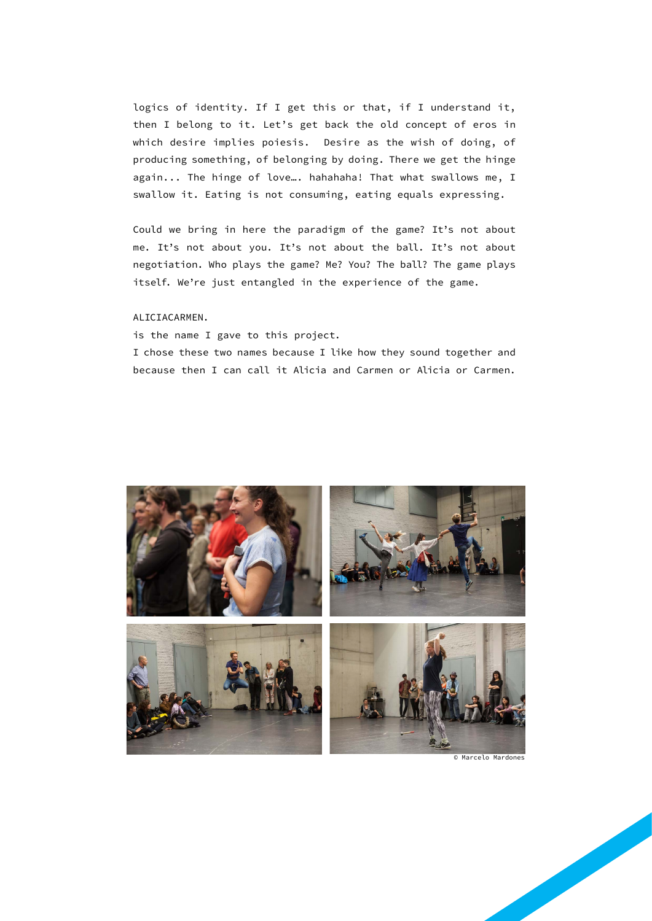logics of identity. If I get this or that, if I understand it, then I belong to it. Let's get back the old concept of eros in which desire implies poiesis. Desire as the wish of doing, of producing something, of belonging by doing. There we get the hinge again... The hinge of love…. hahahaha! That what swallows me, I swallow it. Eating is not consuming, eating equals expressing.

Could we bring in here the paradigm of the game? It's not about me. It's not about you. It's not about the ball. It's not about negotiation. Who plays the game? Me? You? The ball? The game plays itself. We're just entangled in the experience of the game.

ALICIACARMEN.
is the name I gave to this project.
I chose these two names because I like how they sound together and because then I can call it Alicia and Carmen or Alicia or Carmen.

© Marcelo Mardones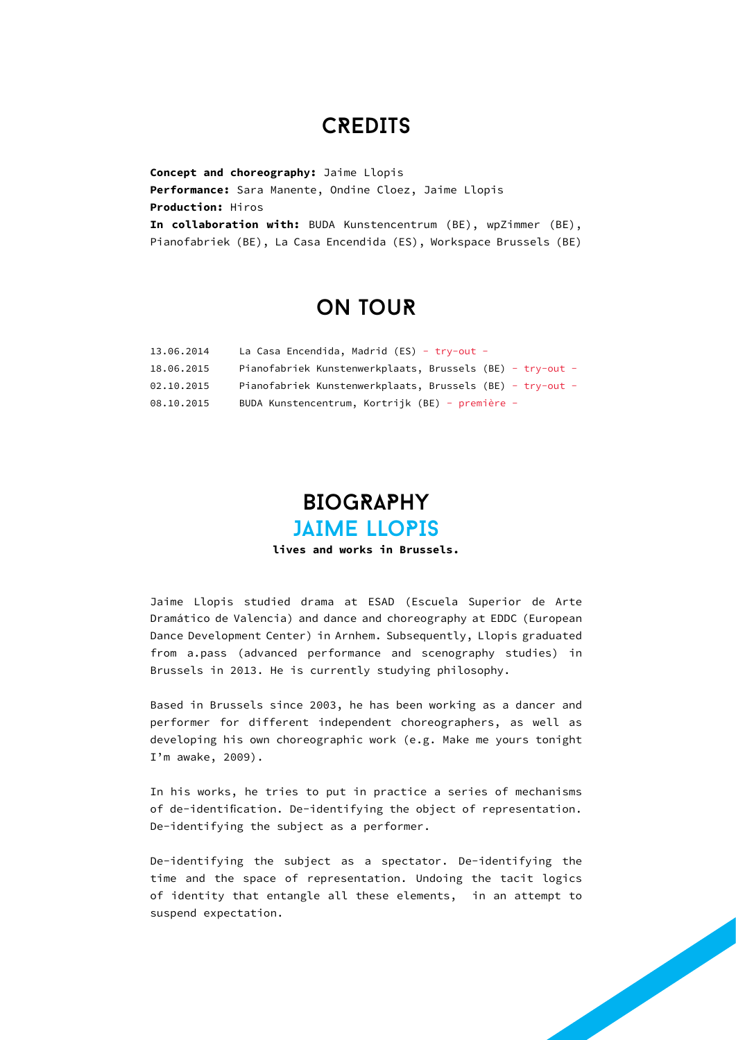## CREDITS

**Concept and choreography:** Jaime Llopis
**Performance:** Sara Manente, Ondine Cloez, Jaime Llopis
**Production:** Hiros
**In collaboration with:** BUDA Kunstencentrum (BE), wpZimmer (BE), Pianofabriek (BE), La Casa Encendida (ES), Workspace Brussels (BE)

## ON TOUR

| | |
|---|---|
| 13.06.2014 | La Casa Encendida, Madrid (ES) - try-out - |
| 18.06.2015 | Pianofabriek Kunstenwerkplaats, Brussels (BE) - try-out - |
| 02.10.2015 | Pianofabriek Kunstenwerkplaats, Brussels (BE) - try-out - |
| 08.10.2015 | BUDA Kunstencentrum, Kortrijk (BE) - première - |

## BIOGRAPHY

### JAIME LLOPIS

**lives and works in Brussels.**

Jaime Llopis studied drama at ESAD (Escuela Superior de Arte Dramático de Valencia) and dance and choreography at EDDC (European Dance Development Center) in Arnhem. Subsequently, Llopis graduated from a.pass (advanced performance and scenography studies) in Brussels in 2013. He is currently studying philosophy.

Based in Brussels since 2003, he has been working as a dancer and performer for different independent choreographers, as well as developing his own choreographic work (e.g. Make me yours tonight I'm awake, 2009).

In his works, he tries to put in practice a series of mechanisms of de-identification. De-identifying the object of representation. De-identifying the subject as a performer.

De-identifying the subject as a spectator. De-identifying the time and the space of representation. Undoing the tacit logics of identity that entangle all these elements, in an attempt to suspend expectation.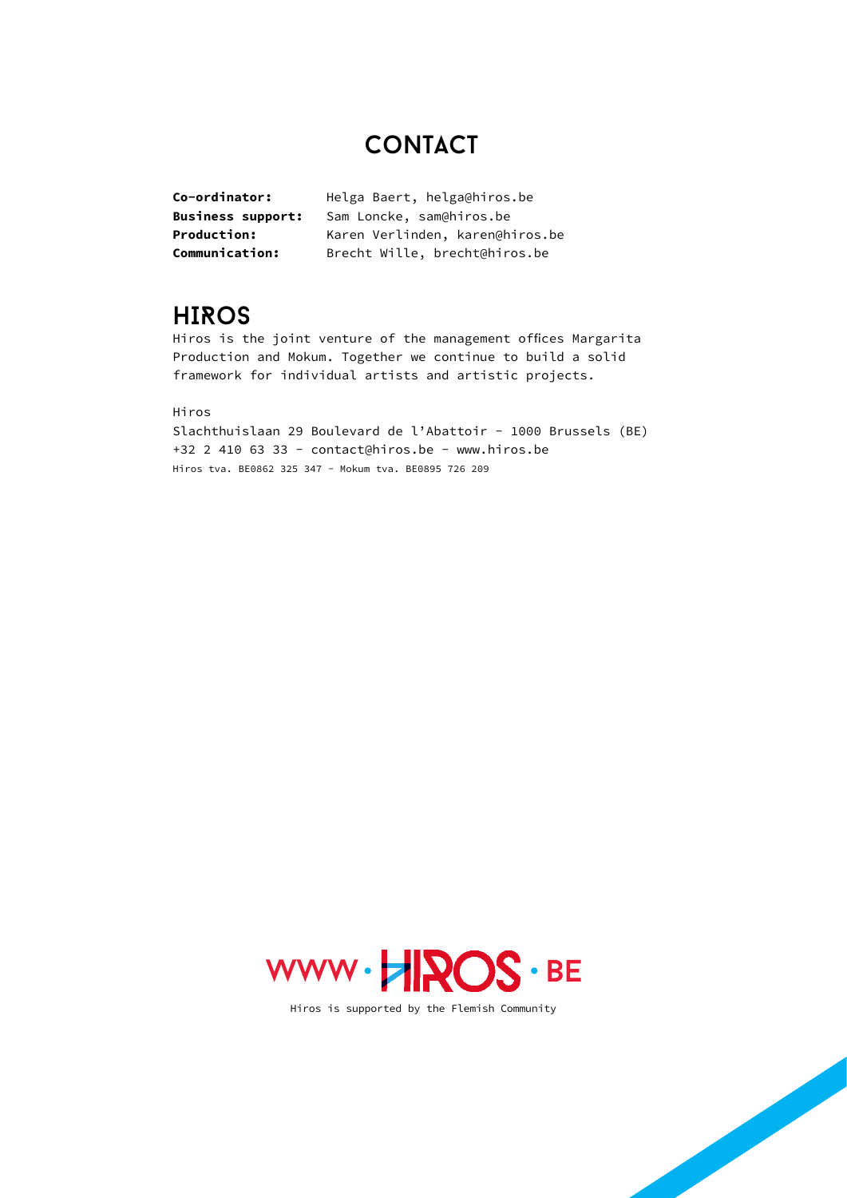# CONTACT

**Co-ordinator:** Helga Baert, helga@hiros.be
**Business support:** Sam Loncke, sam@hiros.be
**Production:** Karen Verlinden, karen@hiros.be
**Communication:** Brecht Wille, brecht@hiros.be

## HIROS

Hiros is the joint venture of the management offices Margarita Production and Mokum. Together we continue to build a solid framework for individual artists and artistic projects.

Hiros
Slachthuislaan 29 Boulevard de l'Abattoir - 1000 Brussels (BE)
+32 2 410 63 33 - contact@hiros.be - www.hiros.be
Hiros tva. BE0862 325 347 - Mokum tva. BE0895 726 209

WWW · HIROS · BE

Hiros is supported by the Flemish Community